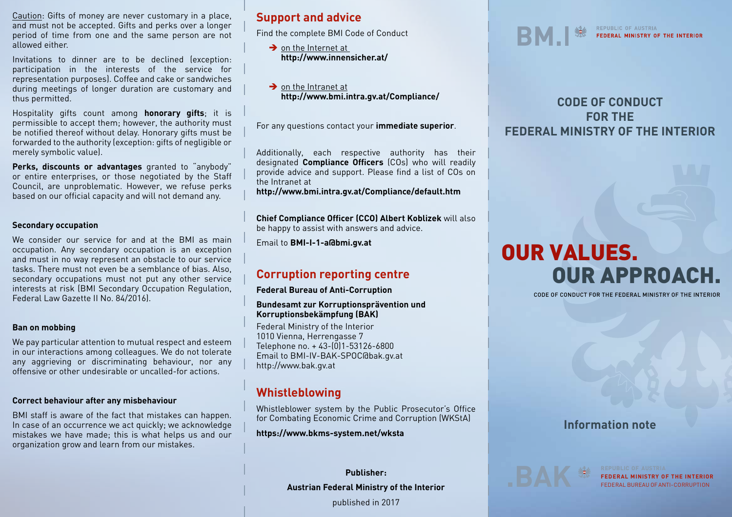Caution: Gifts of money are never customary in a place, and must not be accepted. Gifts and perks over a longer period of time from one and the same person are not allowed either.

Invitations to dinner are to be declined (exception: participation in the interests of the service for representation purposes). Coffee and cake or sandwiches during meetings of longer duration are customary and thus permitted.

Hospitality gifts count among **honorary gifts**; it is permissible to accept them; however, the authority must be notified thereof without delay. Honorary gifts must be forwarded to the authority (exception: gifts of negligible or merely symbolic value).

**Perks, discounts or advantages** granted to "anybody" or entire enterprises, or those negotiated by the Staff Council, are unproblematic. However, we refuse perks based on our official capacity and will not demand any.

### Secondary occupation

We consider our service for and at the BMI as main occupation. Any secondary occupation is an exception and must in no way represent an obstacle to our service tasks. There must not even be a semblance of bias. Also, secondary occupations must not put any other service interests at risk (BMI Secondary Occupation Regulation, Federal Law Gazette II No. 84/2016).

### Ban on mobbing

We pay particular attention to mutual respect and esteem in our interactions among colleagues. We do not tolerate any aggrieving or discriminating behaviour, nor any offensive or other undesirable or uncalled-for actions.

### Correct behaviour after any misbehaviour

BMI staff is aware of the fact that mistakes can happen. In case of an occurrence we act quickly; we acknowledge mistakes we have made; this is what helps us and our organization grow and learn from our mistakes.

## Support and advice

Find the complete BMI Code of Conduct

- ➔ on the Internet at **http://www.innensicher.at/**
- ➔ on the Intranet at **http://www.bmi.intra.gv.at/Compliance/**

For any questions contact your **immediate superior**.

Additionally, each respective authority has their designated **Compliance Officers** (COs) who will readily provide advice and support. Please find a list of COs on the Intranet at
**http://www.bmi.intra.gv.at/Compliance/default.htm**

**Chief Compliance Officer (CCO) Albert Koblizek** will also be happy to assist with answers and advice.

Email to **BMI-I-1-a@bmi.gv.at**

## Corruption reporting centre

**Federal Bureau of Anti-Corruption**

**Bundesamt zur Korruptionsprävention und Korruptionsbekämpfung (BAK)**
Federal Ministry of the Interior
1010 Vienna, Herrengasse 7
Telephone no. + 43-(0)1-53126-6800
Email to BMI-IV-BAK-SPOC@bak.gv.at
http://www.bak.gv.at

## Whistleblowing

Whistleblower system by the Public Prosecutor's Office for Combating Economic Crime and Corruption (WKStA)

**https://www.bkms-system.net/wksta**

**Publisher:**

**Austrian Federal Ministry of the Interior**

published in 2017

BM.I REPUBLIC OF AUSTRIA FEDERAL MINISTRY OF THE INTERIOR

# CODE OF CONDUCT FOR THE FEDERAL MINISTRY OF THE INTERIOR

# OUR VALUES. OUR APPROACH.

CODE OF CONDUCT FOR THE FEDERAL MINISTRY OF THE INTERIOR

## Information note

.BAK REPUBLIC OF AUSTRIA FEDERAL MINISTRY OF THE INTERIOR FEDERAL BUREAU OF ANTI-CORRUPTION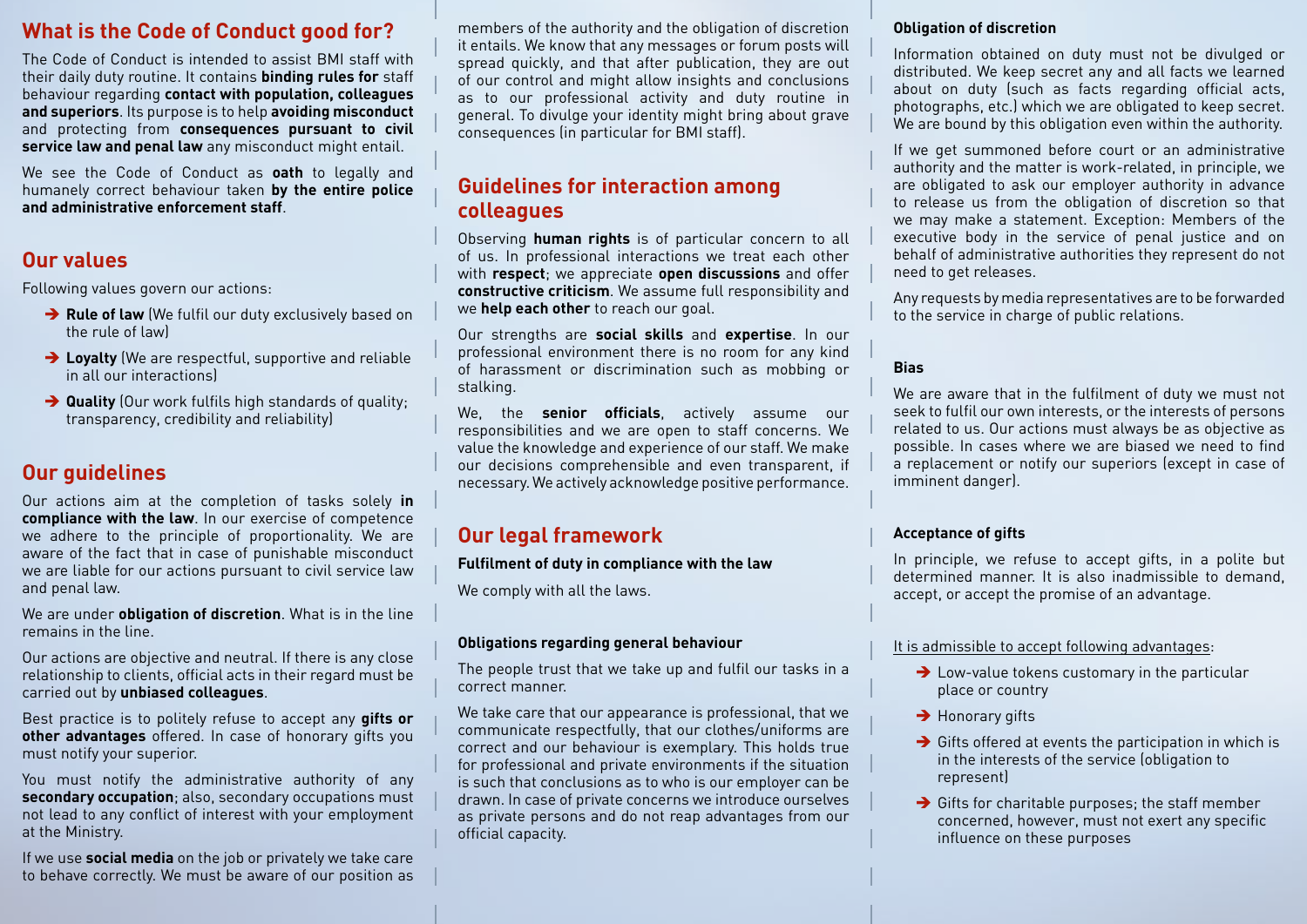## What is the Code of Conduct good for?

The Code of Conduct is intended to assist BMI staff with their daily duty routine. It contains **binding rules for** staff behaviour regarding **contact with population, colleagues and superiors**. Its purpose is to help **avoiding misconduct** and protecting from **consequences pursuant to civil service law and penal law** any misconduct might entail.

We see the Code of Conduct as **oath** to legally and humanely correct behaviour taken **by the entire police and administrative enforcement staff**.

## Our values

Following values govern our actions:

- **Rule of law** (We fulfil our duty exclusively based on the rule of law)
- **Loyalty** (We are respectful, supportive and reliable in all our interactions)
- **Quality** (Our work fulfils high standards of quality; transparency, credibility and reliability)

## Our guidelines

Our actions aim at the completion of tasks solely **in compliance with the law**. In our exercise of competence we adhere to the principle of proportionality. We are aware of the fact that in case of punishable misconduct we are liable for our actions pursuant to civil service law and penal law.

We are under **obligation of discretion**. What is in the line remains in the line.

Our actions are objective and neutral. If there is any close relationship to clients, official acts in their regard must be carried out by **unbiased colleagues**.

Best practice is to politely refuse to accept any **gifts or other advantages** offered. In case of honorary gifts you must notify your superior.

You must notify the administrative authority of any **secondary occupation**; also, secondary occupations must not lead to any conflict of interest with your employment at the Ministry.

If we use **social media** on the job or privately we take care to behave correctly. We must be aware of our position as members of the authority and the obligation of discretion it entails. We know that any messages or forum posts will spread quickly, and that after publication, they are out of our control and might allow insights and conclusions as to our professional activity and duty routine in general. To divulge your identity might bring about grave consequences (in particular for BMI staff).

## Guidelines for interaction among colleagues

Observing **human rights** is of particular concern to all of us. In professional interactions we treat each other with **respect**; we appreciate **open discussions** and offer **constructive criticism**. We assume full responsibility and we **help each other** to reach our goal.

Our strengths are **social skills** and **expertise**. In our professional environment there is no room for any kind of harassment or discrimination such as mobbing or stalking.

We, the **senior officials**, actively assume our responsibilities and we are open to staff concerns. We value the knowledge and experience of our staff. We make our decisions comprehensible and even transparent, if necessary. We actively acknowledge positive performance.

## Our legal framework

### Fulfilment of duty in compliance with the law

We comply with all the laws.

### Obligations regarding general behaviour

The people trust that we take up and fulfil our tasks in a correct manner.

We take care that our appearance is professional, that we communicate respectfully, that our clothes/uniforms are correct and our behaviour is exemplary. This holds true for professional and private environments if the situation is such that conclusions as to who is our employer can be drawn. In case of private concerns we introduce ourselves as private persons and do not reap advantages from our official capacity.

### Obligation of discretion

Information obtained on duty must not be divulged or distributed. We keep secret any and all facts we learned about on duty (such as facts regarding official acts, photographs, etc.) which we are obligated to keep secret. We are bound by this obligation even within the authority.

If we get summoned before court or an administrative authority and the matter is work-related, in principle, we are obligated to ask our employer authority in advance to release us from the obligation of discretion so that we may make a statement. Exception: Members of the executive body in the service of penal justice and on behalf of administrative authorities they represent do not need to get releases.

Any requests by media representatives are to be forwarded to the service in charge of public relations.

### Bias

We are aware that in the fulfilment of duty we must not seek to fulfil our own interests, or the interests of persons related to us. Our actions must always be as objective as possible. In cases where we are biased we need to find a replacement or notify our superiors (except in case of imminent danger).

### Acceptance of gifts

In principle, we refuse to accept gifts, in a polite but determined manner. It is also inadmissible to demand, accept, or accept the promise of an advantage.

It is admissible to accept following advantages:

- Low-value tokens customary in the particular place or country
- Honorary gifts
- Gifts offered at events the participation in which is in the interests of the service (obligation to represent)
- Gifts for charitable purposes; the staff member concerned, however, must not exert any specific influence on these purposes